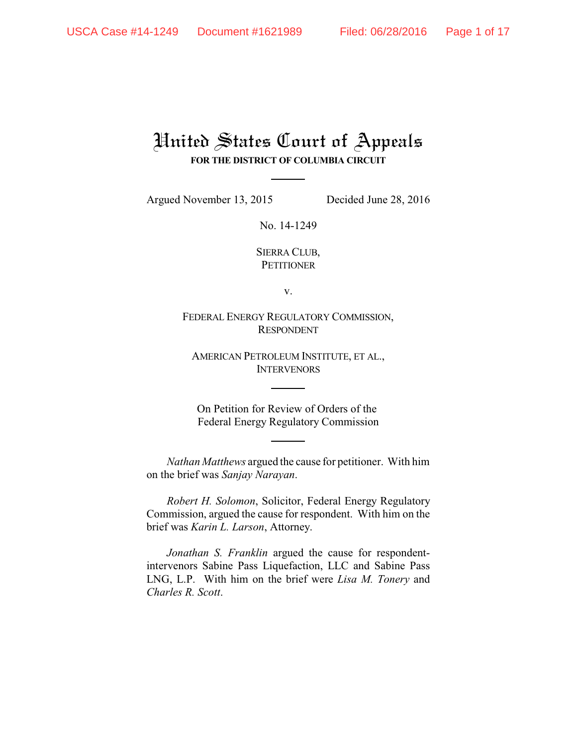# United States Court of Appeals

**FOR THE DISTRICT OF COLUMBIA CIRCUIT**

Argued November 13, 2015 Decided June 28, 2016

No. 14-1249

SIERRA CLUB,
PETITIONER

v.

FEDERAL ENERGY REGULATORY COMMISSION,
RESPONDENT

AMERICAN PETROLEUM INSTITUTE, ET AL.,
INTERVENORS

On Petition for Review of Orders of the
Federal Energy Regulatory Commission

*Nathan Matthews* argued the cause for petitioner. With him on the brief was *Sanjay Narayan*.

*Robert H. Solomon*, Solicitor, Federal Energy Regulatory Commission, argued the cause for respondent. With him on the brief was *Karin L. Larson*, Attorney.

*Jonathan S. Franklin* argued the cause for respondent-intervenors Sabine Pass Liquefaction, LLC and Sabine Pass LNG, L.P. With him on the brief were *Lisa M. Tonery* and *Charles R. Scott*.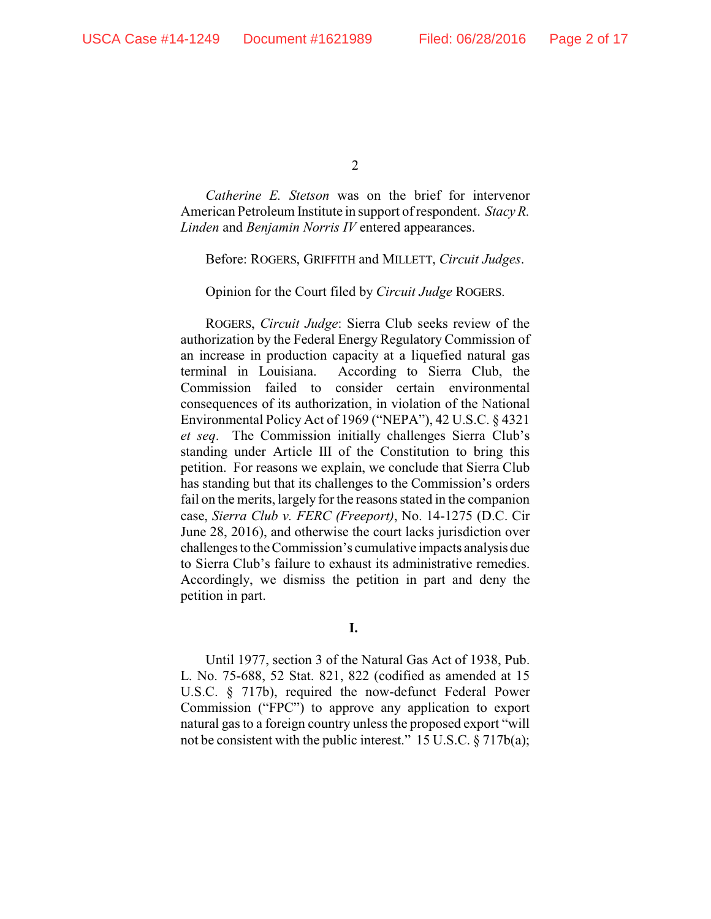*Catherine E. Stetson* was on the brief for intervenor American Petroleum Institute in support of respondent. *Stacy R. Linden* and *Benjamin Norris IV* entered appearances.

Before: ROGERS, GRIFFITH and MILLETT, *Circuit Judges*.

Opinion for the Court filed by *Circuit Judge* ROGERS.

ROGERS, *Circuit Judge*: Sierra Club seeks review of the authorization by the Federal Energy Regulatory Commission of an increase in production capacity at a liquefied natural gas terminal in Louisiana. According to Sierra Club, the Commission failed to consider certain environmental consequences of its authorization, in violation of the National Environmental Policy Act of 1969 ("NEPA"), 42 U.S.C. § 4321 *et seq*. The Commission initially challenges Sierra Club's standing under Article III of the Constitution to bring this petition. For reasons we explain, we conclude that Sierra Club has standing but that its challenges to the Commission's orders fail on the merits, largely for the reasons stated in the companion case, *Sierra Club v. FERC (Freeport)*, No. 14-1275 (D.C. Cir June 28, 2016), and otherwise the court lacks jurisdiction over challenges to the Commission's cumulative impacts analysis due to Sierra Club's failure to exhaust its administrative remedies. Accordingly, we dismiss the petition in part and deny the petition in part.

**I.**

Until 1977, section 3 of the Natural Gas Act of 1938, Pub. L. No. 75-688, 52 Stat. 821, 822 (codified as amended at 15 U.S.C. § 717b), required the now-defunct Federal Power Commission ("FPC") to approve any application to export natural gas to a foreign country unless the proposed export "will not be consistent with the public interest." 15 U.S.C. § 717b(a);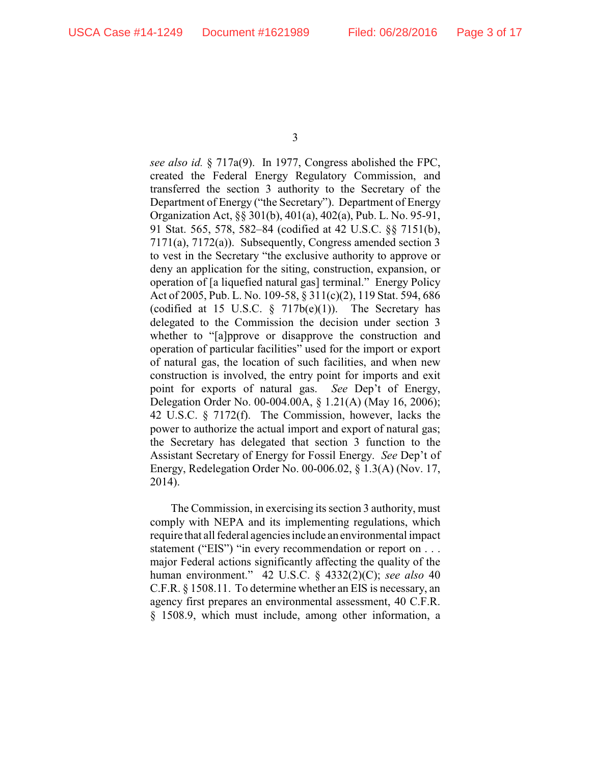*see also id.* § 717a(9). In 1977, Congress abolished the FPC, created the Federal Energy Regulatory Commission, and transferred the section 3 authority to the Secretary of the Department of Energy ("the Secretary"). Department of Energy Organization Act, §§ 301(b), 401(a), 402(a), Pub. L. No. 95-91, 91 Stat. 565, 578, 582–84 (codified at 42 U.S.C. §§ 7151(b), 7171(a), 7172(a)). Subsequently, Congress amended section 3 to vest in the Secretary "the exclusive authority to approve or deny an application for the siting, construction, expansion, or operation of [a liquefied natural gas] terminal." Energy Policy Act of 2005, Pub. L. No. 109-58, § 311(c)(2), 119 Stat. 594, 686 (codified at 15 U.S.C. § 717b(e)(1)). The Secretary has delegated to the Commission the decision under section 3 whether to "[a]pprove or disapprove the construction and operation of particular facilities" used for the import or export of natural gas, the location of such facilities, and when new construction is involved, the entry point for imports and exit point for exports of natural gas. *See* Dep't of Energy, Delegation Order No. 00-004.00A, § 1.21(A) (May 16, 2006); 42 U.S.C. § 7172(f). The Commission, however, lacks the power to authorize the actual import and export of natural gas; the Secretary has delegated that section 3 function to the Assistant Secretary of Energy for Fossil Energy. *See* Dep't of Energy, Redelegation Order No. 00-006.02, § 1.3(A) (Nov. 17, 2014).

The Commission, in exercising its section 3 authority, must comply with NEPA and its implementing regulations, which require that all federal agencies include an environmental impact statement ("EIS") "in every recommendation or report on . . . major Federal actions significantly affecting the quality of the human environment." 42 U.S.C. § 4332(2)(C); *see also* 40 C.F.R. § 1508.11. To determine whether an EIS is necessary, an agency first prepares an environmental assessment, 40 C.F.R. § 1508.9, which must include, among other information, a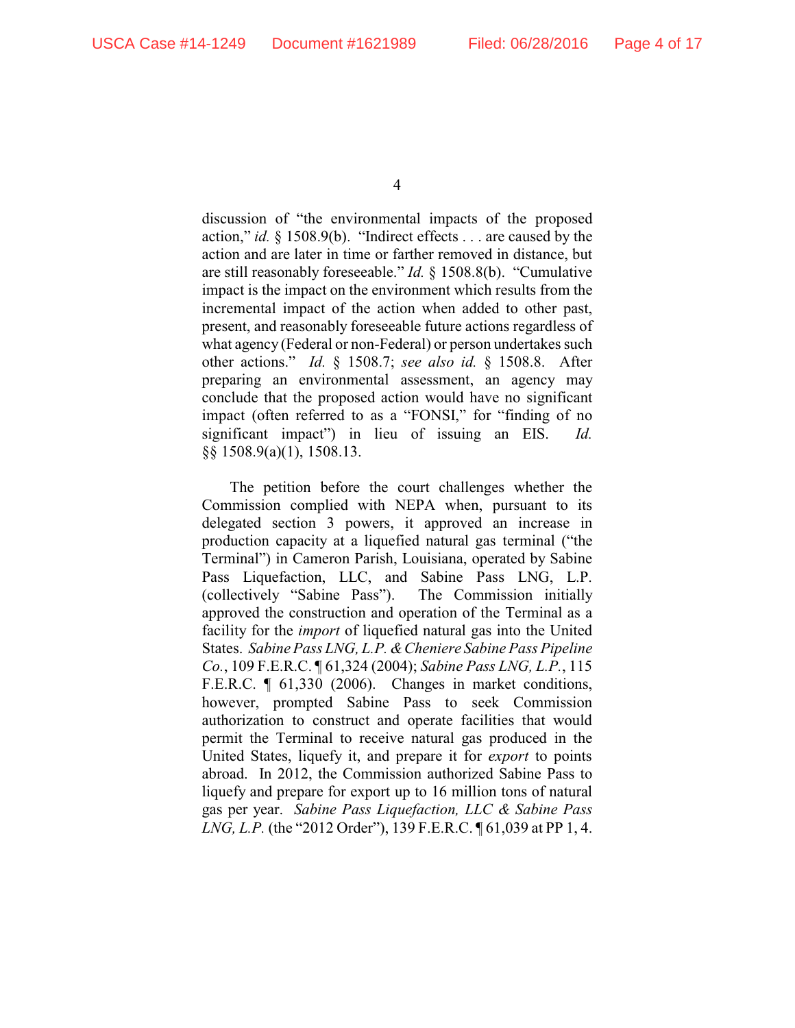discussion of "the environmental impacts of the proposed action," *id.* § 1508.9(b). "Indirect effects . . . are caused by the action and are later in time or farther removed in distance, but are still reasonably foreseeable." *Id.* § 1508.8(b). "Cumulative impact is the impact on the environment which results from the incremental impact of the action when added to other past, present, and reasonably foreseeable future actions regardless of what agency (Federal or non-Federal) or person undertakes such other actions." *Id.* § 1508.7; *see also id.* § 1508.8. After preparing an environmental assessment, an agency may conclude that the proposed action would have no significant impact (often referred to as a "FONSI," for "finding of no significant impact") in lieu of issuing an EIS. *Id.* §§ 1508.9(a)(1), 1508.13.

The petition before the court challenges whether the Commission complied with NEPA when, pursuant to its delegated section 3 powers, it approved an increase in production capacity at a liquefied natural gas terminal ("the Terminal") in Cameron Parish, Louisiana, operated by Sabine Pass Liquefaction, LLC, and Sabine Pass LNG, L.P. (collectively "Sabine Pass"). The Commission initially approved the construction and operation of the Terminal as a facility for the *import* of liquefied natural gas into the United States. *Sabine Pass LNG, L.P. & Cheniere Sabine Pass Pipeline Co.*, 109 F.E.R.C. ¶ 61,324 (2004); *Sabine Pass LNG, L.P.*, 115 F.E.R.C. ¶ 61,330 (2006). Changes in market conditions, however, prompted Sabine Pass to seek Commission authorization to construct and operate facilities that would permit the Terminal to receive natural gas produced in the United States, liquefy it, and prepare it for *export* to points abroad. In 2012, the Commission authorized Sabine Pass to liquefy and prepare for export up to 16 million tons of natural gas per year. *Sabine Pass Liquefaction, LLC & Sabine Pass LNG, L.P.* (the "2012 Order"), 139 F.E.R.C. ¶ 61,039 at PP 1, 4.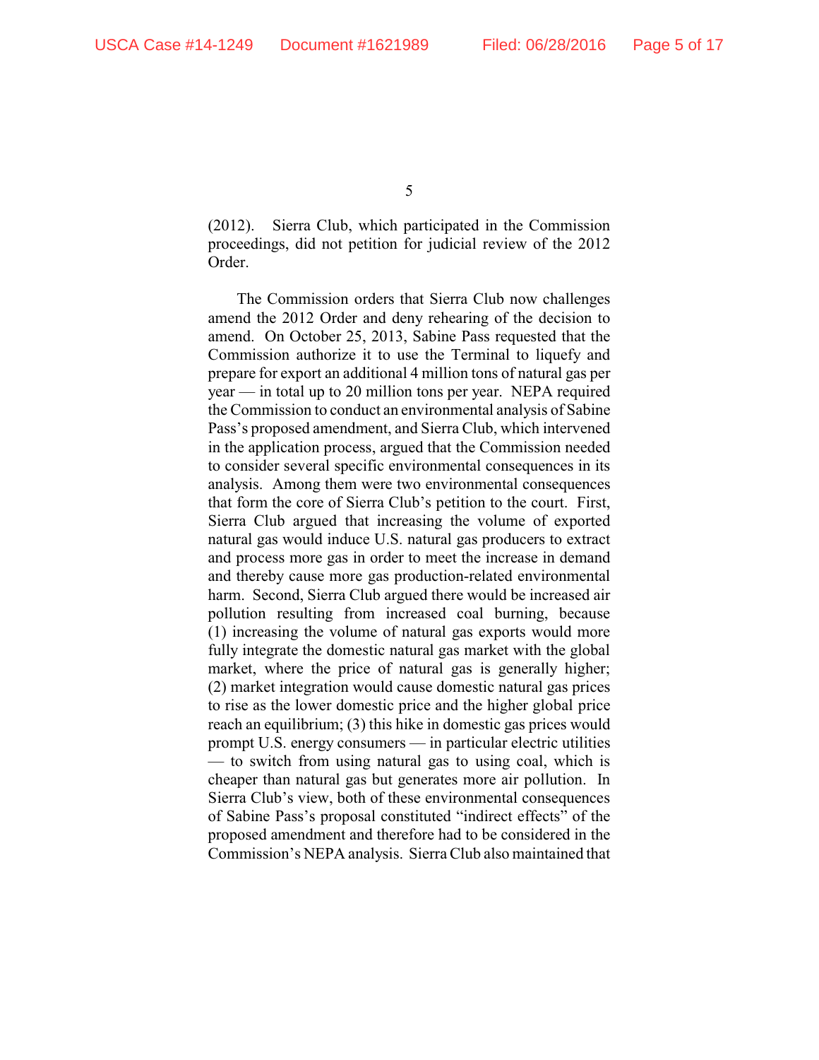(2012). Sierra Club, which participated in the Commission proceedings, did not petition for judicial review of the 2012 Order.

The Commission orders that Sierra Club now challenges amend the 2012 Order and deny rehearing of the decision to amend. On October 25, 2013, Sabine Pass requested that the Commission authorize it to use the Terminal to liquefy and prepare for export an additional 4 million tons of natural gas per year — in total up to 20 million tons per year. NEPA required the Commission to conduct an environmental analysis of Sabine Pass's proposed amendment, and Sierra Club, which intervened in the application process, argued that the Commission needed to consider several specific environmental consequences in its analysis. Among them were two environmental consequences that form the core of Sierra Club's petition to the court. First, Sierra Club argued that increasing the volume of exported natural gas would induce U.S. natural gas producers to extract and process more gas in order to meet the increase in demand and thereby cause more gas production-related environmental harm. Second, Sierra Club argued there would be increased air pollution resulting from increased coal burning, because (1) increasing the volume of natural gas exports would more fully integrate the domestic natural gas market with the global market, where the price of natural gas is generally higher; (2) market integration would cause domestic natural gas prices to rise as the lower domestic price and the higher global price reach an equilibrium; (3) this hike in domestic gas prices would prompt U.S. energy consumers — in particular electric utilities — to switch from using natural gas to using coal, which is cheaper than natural gas but generates more air pollution. In Sierra Club's view, both of these environmental consequences of Sabine Pass's proposal constituted "indirect effects" of the proposed amendment and therefore had to be considered in the Commission's NEPA analysis. Sierra Club also maintained that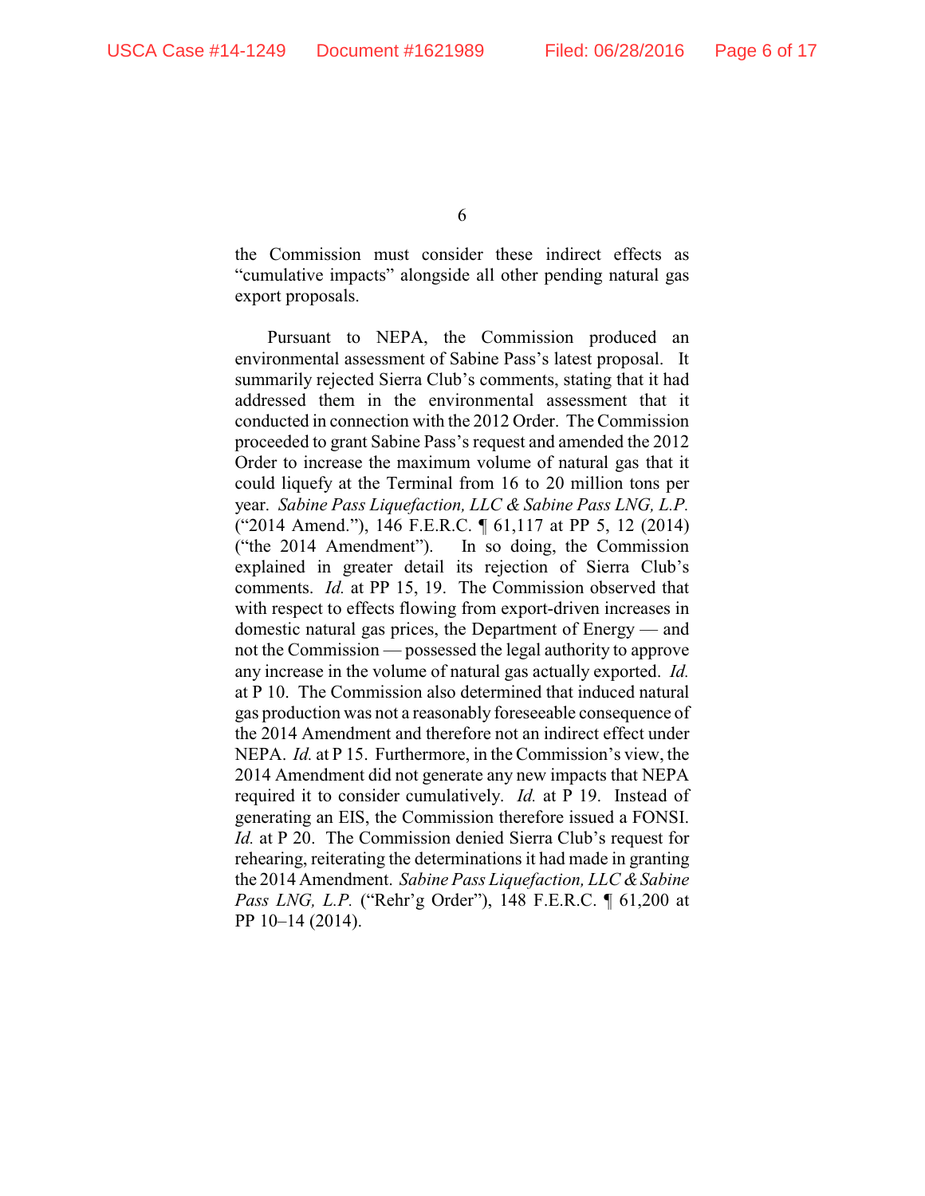the Commission must consider these indirect effects as "cumulative impacts" alongside all other pending natural gas export proposals.

Pursuant to NEPA, the Commission produced an environmental assessment of Sabine Pass's latest proposal. It summarily rejected Sierra Club's comments, stating that it had addressed them in the environmental assessment that it conducted in connection with the 2012 Order. The Commission proceeded to grant Sabine Pass's request and amended the 2012 Order to increase the maximum volume of natural gas that it could liquefy at the Terminal from 16 to 20 million tons per year. *Sabine Pass Liquefaction, LLC & Sabine Pass LNG, L.P.* ("2014 Amend."), 146 F.E.R.C. ¶ 61,117 at PP 5, 12 (2014) ("the 2014 Amendment"). In so doing, the Commission explained in greater detail its rejection of Sierra Club's comments. *Id.* at PP 15, 19. The Commission observed that with respect to effects flowing from export-driven increases in domestic natural gas prices, the Department of Energy — and not the Commission — possessed the legal authority to approve any increase in the volume of natural gas actually exported. *Id.* at P 10. The Commission also determined that induced natural gas production was not a reasonably foreseeable consequence of the 2014 Amendment and therefore not an indirect effect under NEPA. *Id.* at P 15. Furthermore, in the Commission's view, the 2014 Amendment did not generate any new impacts that NEPA required it to consider cumulatively. *Id.* at P 19. Instead of generating an EIS, the Commission therefore issued a FONSI. *Id.* at P 20. The Commission denied Sierra Club's request for rehearing, reiterating the determinations it had made in granting the 2014 Amendment. *Sabine Pass Liquefaction, LLC & Sabine Pass LNG, L.P.* ("Rehr'g Order"), 148 F.E.R.C. ¶ 61,200 at PP 10–14 (2014).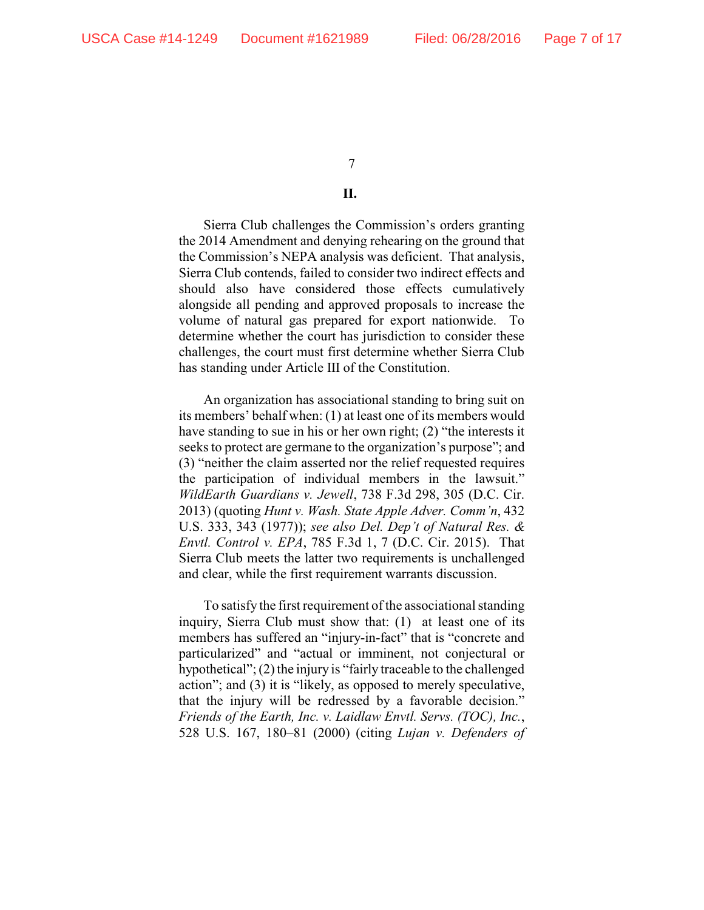## II.

Sierra Club challenges the Commission's orders granting the 2014 Amendment and denying rehearing on the ground that the Commission's NEPA analysis was deficient. That analysis, Sierra Club contends, failed to consider two indirect effects and should also have considered those effects cumulatively alongside all pending and approved proposals to increase the volume of natural gas prepared for export nationwide. To determine whether the court has jurisdiction to consider these challenges, the court must first determine whether Sierra Club has standing under Article III of the Constitution.

An organization has associational standing to bring suit on its members' behalf when: (1) at least one of its members would have standing to sue in his or her own right; (2) "the interests it seeks to protect are germane to the organization's purpose"; and (3) "neither the claim asserted nor the relief requested requires the participation of individual members in the lawsuit." *WildEarth Guardians v. Jewell*, 738 F.3d 298, 305 (D.C. Cir. 2013) (quoting *Hunt v. Wash. State Apple Adver. Comm'n*, 432 U.S. 333, 343 (1977)); *see also Del. Dep't of Natural Res. & Envtl. Control v. EPA*, 785 F.3d 1, 7 (D.C. Cir. 2015). That Sierra Club meets the latter two requirements is unchallenged and clear, while the first requirement warrants discussion.

To satisfy the first requirement of the associational standing inquiry, Sierra Club must show that: (1) at least one of its members has suffered an "injury-in-fact" that is "concrete and particularized" and "actual or imminent, not conjectural or hypothetical"; (2) the injury is "fairly traceable to the challenged action"; and (3) it is "likely, as opposed to merely speculative, that the injury will be redressed by a favorable decision." *Friends of the Earth, Inc. v. Laidlaw Envtl. Servs. (TOC), Inc.*, 528 U.S. 167, 180–81 (2000) (citing *Lujan v. Defenders of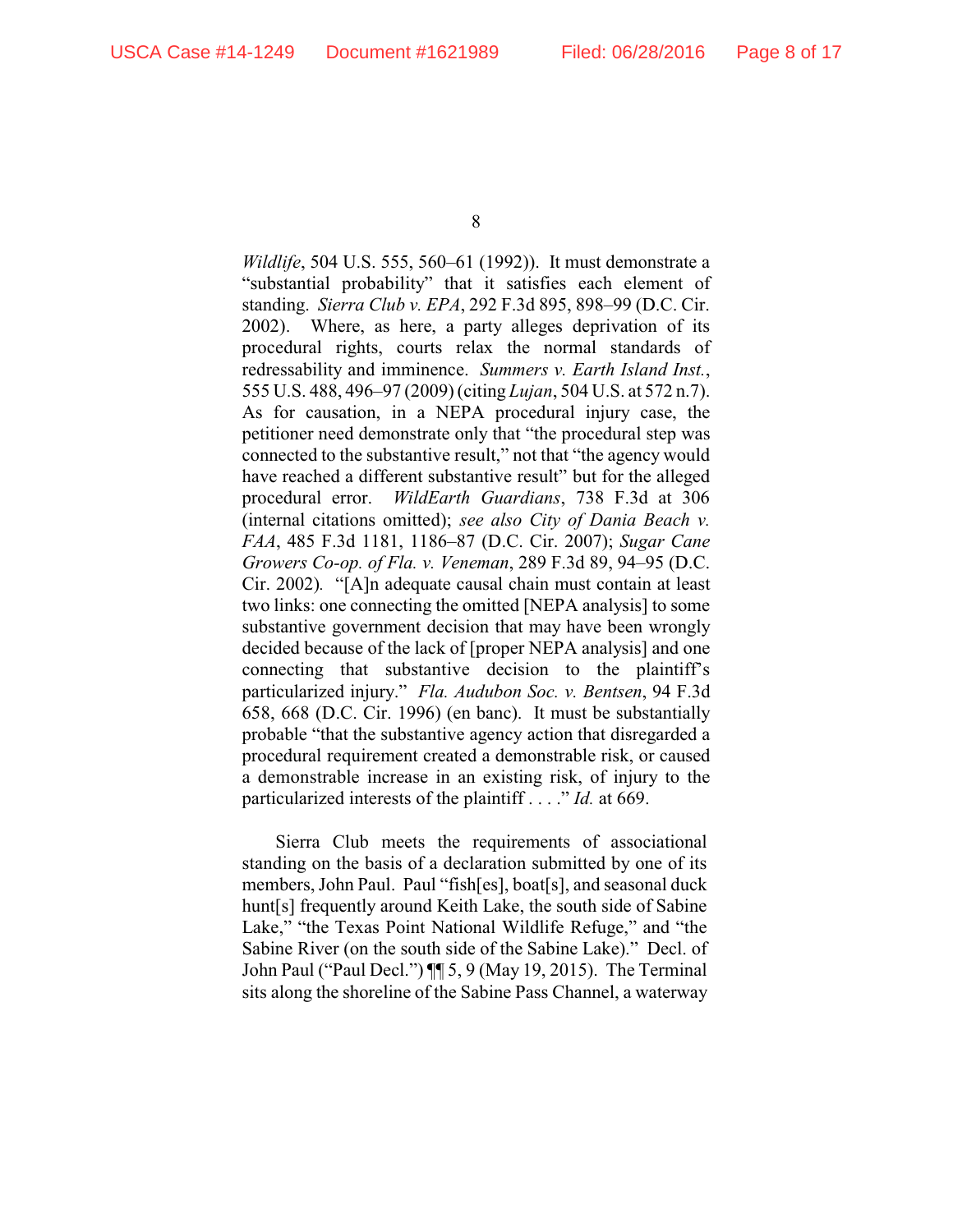*Wildlife*, 504 U.S. 555, 560–61 (1992)). It must demonstrate a "substantial probability" that it satisfies each element of standing. *Sierra Club v. EPA*, 292 F.3d 895, 898–99 (D.C. Cir. 2002). Where, as here, a party alleges deprivation of its procedural rights, courts relax the normal standards of redressability and imminence. *Summers v. Earth Island Inst.*, 555 U.S. 488, 496–97 (2009) (citing *Lujan*, 504 U.S. at 572 n.7). As for causation, in a NEPA procedural injury case, the petitioner need demonstrate only that "the procedural step was connected to the substantive result," not that "the agency would have reached a different substantive result" but for the alleged procedural error. *WildEarth Guardians*, 738 F.3d at 306 (internal citations omitted); *see also City of Dania Beach v. FAA*, 485 F.3d 1181, 1186–87 (D.C. Cir. 2007); *Sugar Cane Growers Co-op. of Fla. v. Veneman*, 289 F.3d 89, 94–95 (D.C. Cir. 2002). "[A]n adequate causal chain must contain at least two links: one connecting the omitted [NEPA analysis] to some substantive government decision that may have been wrongly decided because of the lack of [proper NEPA analysis] and one connecting that substantive decision to the plaintiff's particularized injury." *Fla. Audubon Soc. v. Bentsen*, 94 F.3d 658, 668 (D.C. Cir. 1996) (en banc). It must be substantially probable "that the substantive agency action that disregarded a procedural requirement created a demonstrable risk, or caused a demonstrable increase in an existing risk, of injury to the particularized interests of the plaintiff . . . ." *Id.* at 669.

Sierra Club meets the requirements of associational standing on the basis of a declaration submitted by one of its members, John Paul. Paul "fish[es], boat[s], and seasonal duck hunt[s] frequently around Keith Lake, the south side of Sabine Lake," "the Texas Point National Wildlife Refuge," and "the Sabine River (on the south side of the Sabine Lake)." Decl. of John Paul ("Paul Decl.") ¶¶ 5, 9 (May 19, 2015). The Terminal sits along the shoreline of the Sabine Pass Channel, a waterway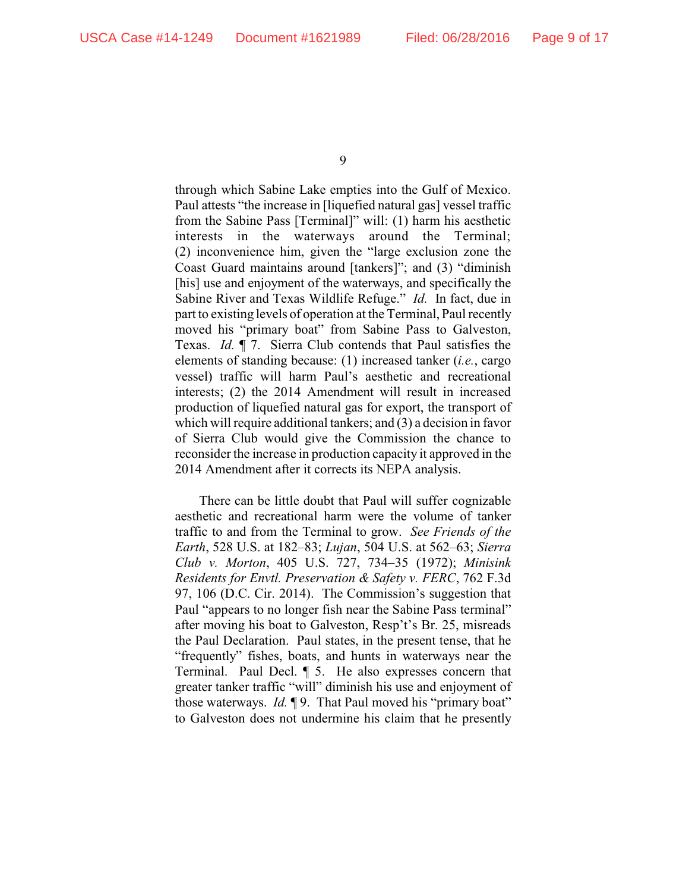through which Sabine Lake empties into the Gulf of Mexico. Paul attests "the increase in [liquefied natural gas] vessel traffic from the Sabine Pass [Terminal]" will: (1) harm his aesthetic interests in the waterways around the Terminal; (2) inconvenience him, given the "large exclusion zone the Coast Guard maintains around [tankers]"; and (3) "diminish [his] use and enjoyment of the waterways, and specifically the Sabine River and Texas Wildlife Refuge." *Id.* In fact, due in part to existing levels of operation at the Terminal, Paul recently moved his "primary boat" from Sabine Pass to Galveston, Texas. *Id.* ¶ 7. Sierra Club contends that Paul satisfies the elements of standing because: (1) increased tanker (*i.e.*, cargo vessel) traffic will harm Paul's aesthetic and recreational interests; (2) the 2014 Amendment will result in increased production of liquefied natural gas for export, the transport of which will require additional tankers; and (3) a decision in favor of Sierra Club would give the Commission the chance to reconsider the increase in production capacity it approved in the 2014 Amendment after it corrects its NEPA analysis.

There can be little doubt that Paul will suffer cognizable aesthetic and recreational harm were the volume of tanker traffic to and from the Terminal to grow. *See Friends of the Earth*, 528 U.S. at 182–83; *Lujan*, 504 U.S. at 562–63; *Sierra Club v. Morton*, 405 U.S. 727, 734–35 (1972); *Minisink Residents for Envtl. Preservation & Safety v. FERC*, 762 F.3d 97, 106 (D.C. Cir. 2014). The Commission's suggestion that Paul "appears to no longer fish near the Sabine Pass terminal" after moving his boat to Galveston, Resp't's Br. 25, misreads the Paul Declaration. Paul states, in the present tense, that he "frequently" fishes, boats, and hunts in waterways near the Terminal. Paul Decl. ¶ 5. He also expresses concern that greater tanker traffic "will" diminish his use and enjoyment of those waterways. *Id.* ¶ 9. That Paul moved his "primary boat" to Galveston does not undermine his claim that he presently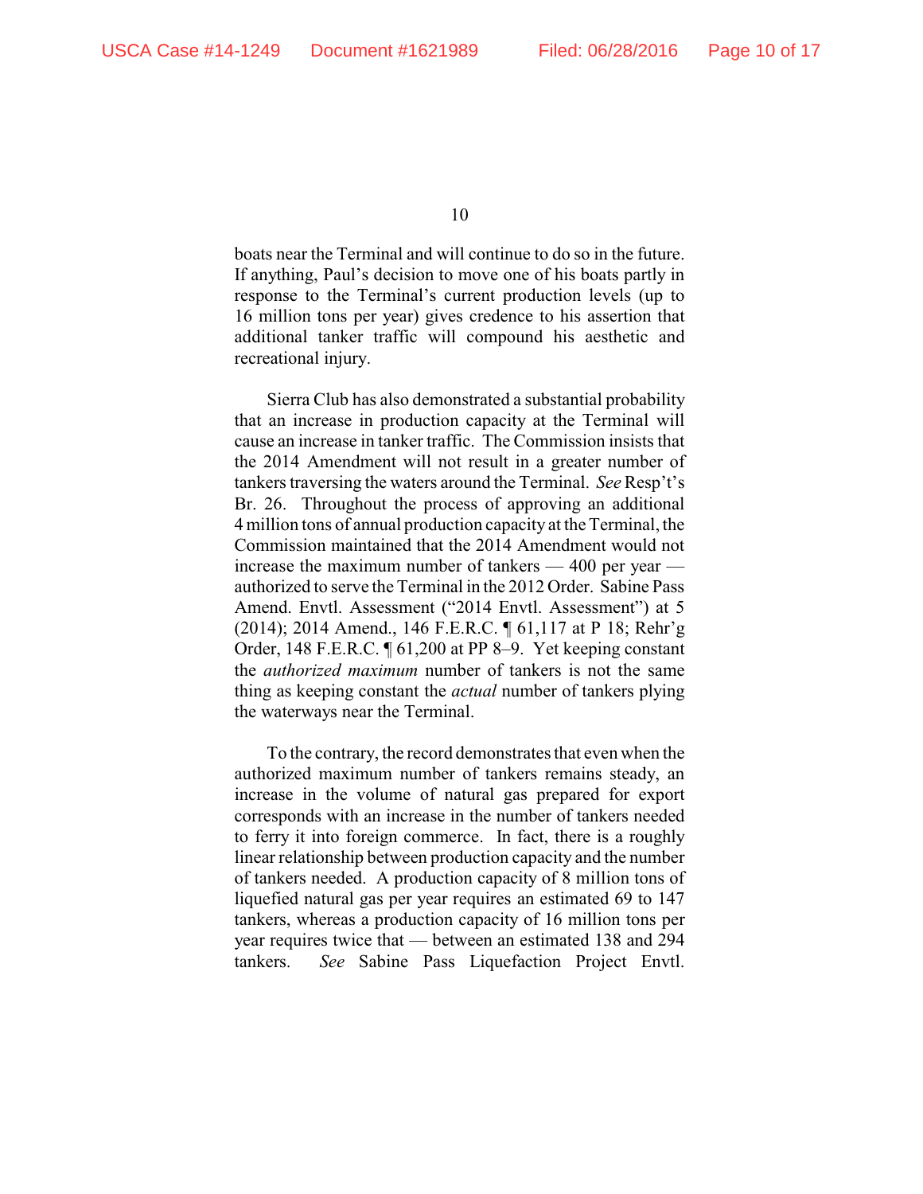boats near the Terminal and will continue to do so in the future. If anything, Paul's decision to move one of his boats partly in response to the Terminal's current production levels (up to 16 million tons per year) gives credence to his assertion that additional tanker traffic will compound his aesthetic and recreational injury.

Sierra Club has also demonstrated a substantial probability that an increase in production capacity at the Terminal will cause an increase in tanker traffic. The Commission insists that the 2014 Amendment will not result in a greater number of tankers traversing the waters around the Terminal. *See* Resp't's Br. 26. Throughout the process of approving an additional 4 million tons of annual production capacity at the Terminal, the Commission maintained that the 2014 Amendment would not increase the maximum number of tankers — 400 per year — authorized to serve the Terminal in the 2012 Order. Sabine Pass Amend. Envtl. Assessment ("2014 Envtl. Assessment") at 5 (2014); 2014 Amend., 146 F.E.R.C. ¶ 61,117 at P 18; Rehr'g Order, 148 F.E.R.C. ¶ 61,200 at PP 8–9. Yet keeping constant the *authorized maximum* number of tankers is not the same thing as keeping constant the *actual* number of tankers plying the waterways near the Terminal.

To the contrary, the record demonstrates that even when the authorized maximum number of tankers remains steady, an increase in the volume of natural gas prepared for export corresponds with an increase in the number of tankers needed to ferry it into foreign commerce. In fact, there is a roughly linear relationship between production capacity and the number of tankers needed. A production capacity of 8 million tons of liquefied natural gas per year requires an estimated 69 to 147 tankers, whereas a production capacity of 16 million tons per year requires twice that — between an estimated 138 and 294 tankers. *See* Sabine Pass Liquefaction Project Envtl.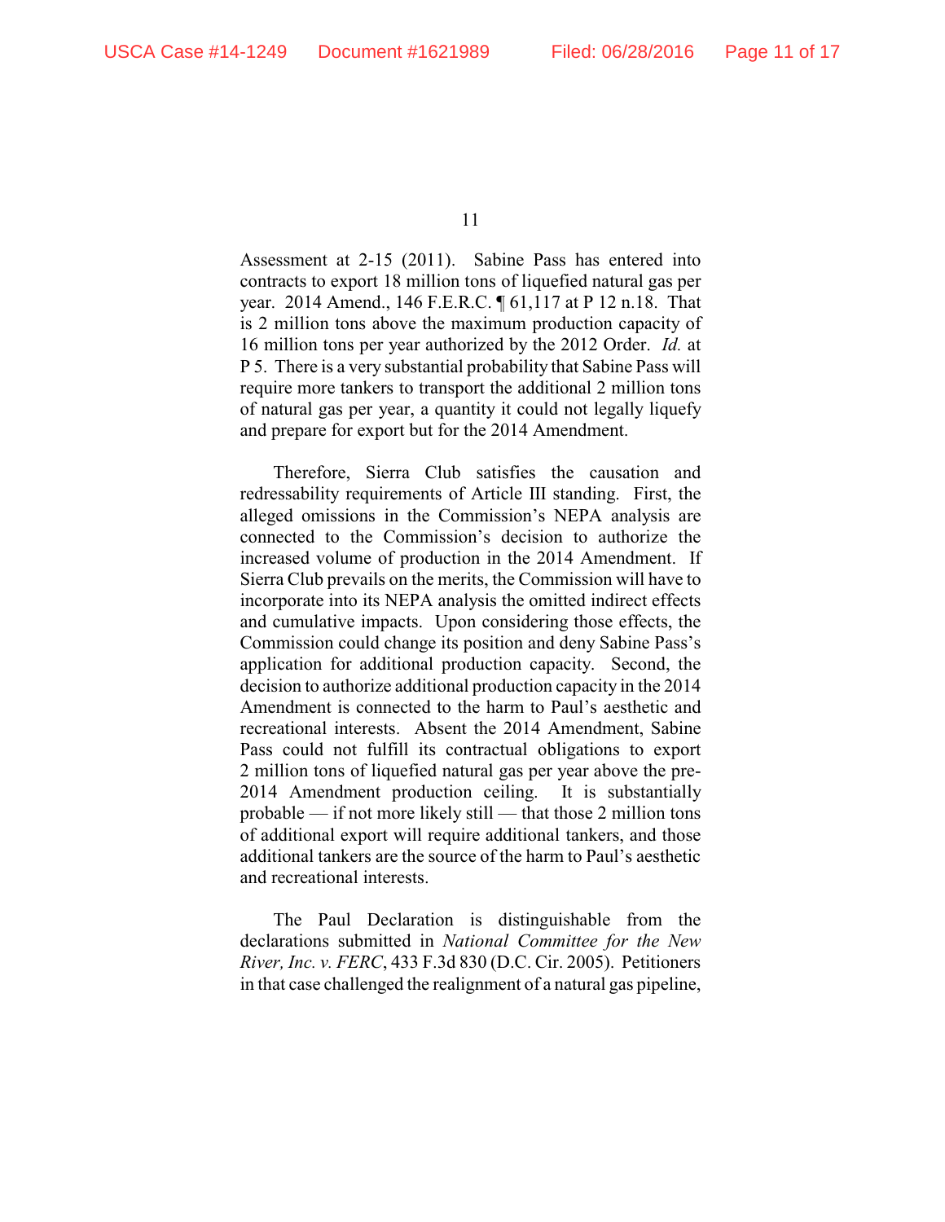Assessment at 2-15 (2011). Sabine Pass has entered into contracts to export 18 million tons of liquefied natural gas per year. 2014 Amend., 146 F.E.R.C. ¶ 61,117 at P 12 n.18. That is 2 million tons above the maximum production capacity of 16 million tons per year authorized by the 2012 Order. *Id.* at P 5. There is a very substantial probability that Sabine Pass will require more tankers to transport the additional 2 million tons of natural gas per year, a quantity it could not legally liquefy and prepare for export but for the 2014 Amendment.

Therefore, Sierra Club satisfies the causation and redressability requirements of Article III standing. First, the alleged omissions in the Commission's NEPA analysis are connected to the Commission's decision to authorize the increased volume of production in the 2014 Amendment. If Sierra Club prevails on the merits, the Commission will have to incorporate into its NEPA analysis the omitted indirect effects and cumulative impacts. Upon considering those effects, the Commission could change its position and deny Sabine Pass's application for additional production capacity. Second, the decision to authorize additional production capacity in the 2014 Amendment is connected to the harm to Paul's aesthetic and recreational interests. Absent the 2014 Amendment, Sabine Pass could not fulfill its contractual obligations to export 2 million tons of liquefied natural gas per year above the pre-2014 Amendment production ceiling. It is substantially probable — if not more likely still — that those 2 million tons of additional export will require additional tankers, and those additional tankers are the source of the harm to Paul's aesthetic and recreational interests.

The Paul Declaration is distinguishable from the declarations submitted in *National Committee for the New River, Inc. v. FERC*, 433 F.3d 830 (D.C. Cir. 2005). Petitioners in that case challenged the realignment of a natural gas pipeline,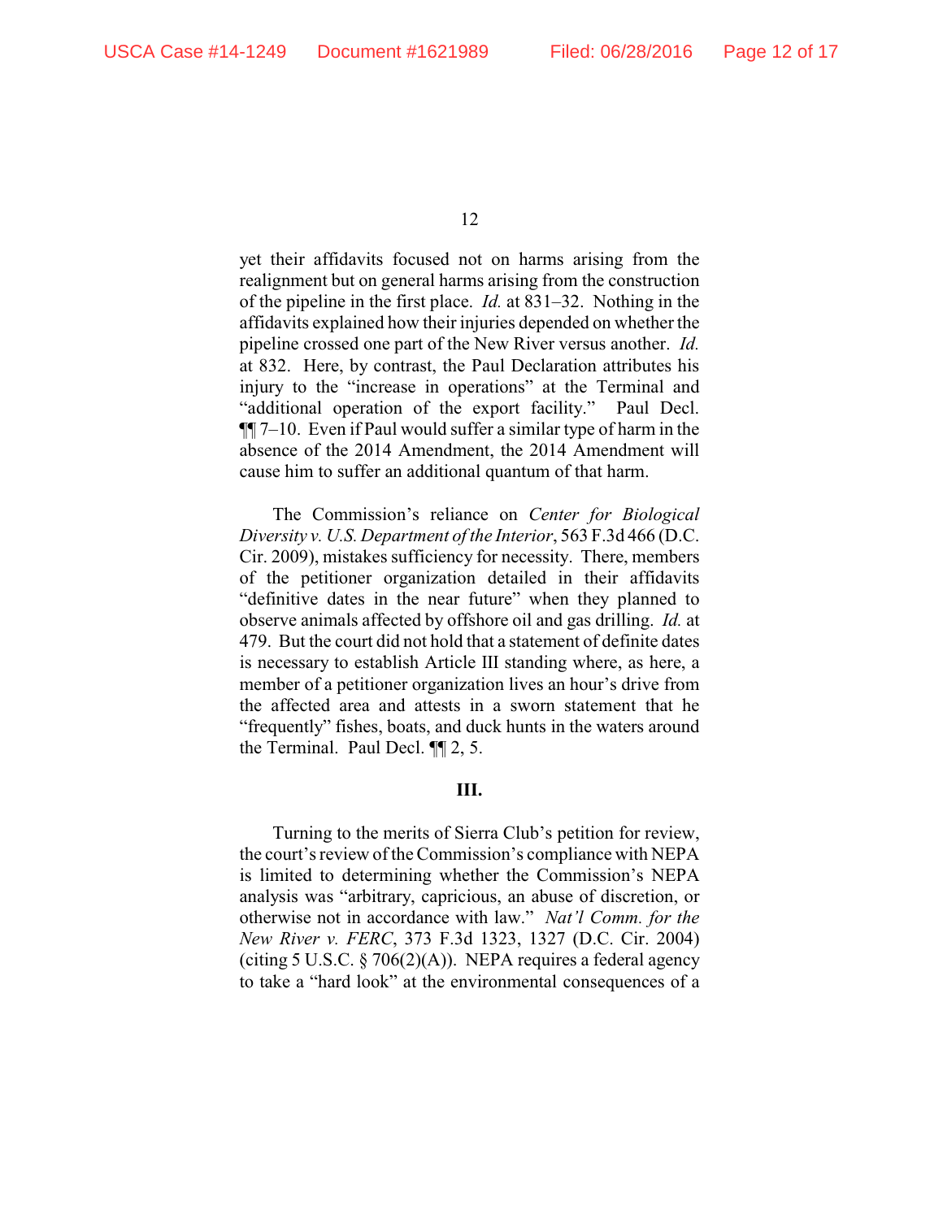yet their affidavits focused not on harms arising from the realignment but on general harms arising from the construction of the pipeline in the first place. *Id.* at 831–32. Nothing in the affidavits explained how their injuries depended on whether the pipeline crossed one part of the New River versus another. *Id.* at 832. Here, by contrast, the Paul Declaration attributes his injury to the "increase in operations" at the Terminal and "additional operation of the export facility." Paul Decl. ¶¶ 7–10. Even if Paul would suffer a similar type of harm in the absence of the 2014 Amendment, the 2014 Amendment will cause him to suffer an additional quantum of that harm.

The Commission's reliance on *Center for Biological Diversity v. U.S. Department of the Interior*, 563 F.3d 466 (D.C. Cir. 2009), mistakes sufficiency for necessity. There, members of the petitioner organization detailed in their affidavits "definitive dates in the near future" when they planned to observe animals affected by offshore oil and gas drilling. *Id.* at 479. But the court did not hold that a statement of definite dates is necessary to establish Article III standing where, as here, a member of a petitioner organization lives an hour's drive from the affected area and attests in a sworn statement that he "frequently" fishes, boats, and duck hunts in the waters around the Terminal. Paul Decl. ¶¶ 2, 5.

### III.

Turning to the merits of Sierra Club's petition for review, the court's review of the Commission's compliance with NEPA is limited to determining whether the Commission's NEPA analysis was "arbitrary, capricious, an abuse of discretion, or otherwise not in accordance with law." *Nat'l Comm. for the New River v. FERC*, 373 F.3d 1323, 1327 (D.C. Cir. 2004) (citing 5 U.S.C. § 706(2)(A)). NEPA requires a federal agency to take a "hard look" at the environmental consequences of a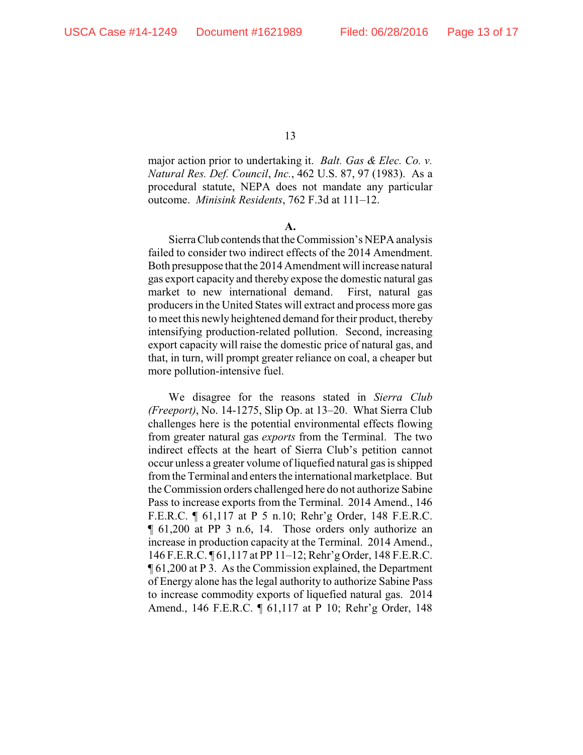major action prior to undertaking it. *Balt. Gas & Elec. Co. v. Natural Res. Def. Council*, *Inc.*, 462 U.S. 87, 97 (1983). As a procedural statute, NEPA does not mandate any particular outcome. *Minisink Residents*, 762 F.3d at 111–12.

**A.**

Sierra Club contends that the Commission's NEPA analysis failed to consider two indirect effects of the 2014 Amendment. Both presuppose that the 2014 Amendment will increase natural gas export capacity and thereby expose the domestic natural gas market to new international demand. First, natural gas producers in the United States will extract and process more gas to meet this newly heightened demand for their product, thereby intensifying production-related pollution. Second, increasing export capacity will raise the domestic price of natural gas, and that, in turn, will prompt greater reliance on coal, a cheaper but more pollution-intensive fuel.

We disagree for the reasons stated in *Sierra Club (Freeport)*, No. 14-1275, Slip Op. at 13–20. What Sierra Club challenges here is the potential environmental effects flowing from greater natural gas *exports* from the Terminal. The two indirect effects at the heart of Sierra Club's petition cannot occur unless a greater volume of liquefied natural gas is shipped from the Terminal and enters the international marketplace. But the Commission orders challenged here do not authorize Sabine Pass to increase exports from the Terminal. 2014 Amend., 146 F.E.R.C. ¶ 61,117 at P 5 n.10; Rehr'g Order, 148 F.E.R.C. ¶ 61,200 at PP 3 n.6, 14. Those orders only authorize an increase in production capacity at the Terminal. 2014 Amend., 146 F.E.R.C. ¶ 61,117 at PP 11–12; Rehr'g Order, 148 F.E.R.C. ¶ 61,200 at P 3. As the Commission explained, the Department of Energy alone has the legal authority to authorize Sabine Pass to increase commodity exports of liquefied natural gas. 2014 Amend., 146 F.E.R.C. ¶ 61,117 at P 10; Rehr'g Order, 148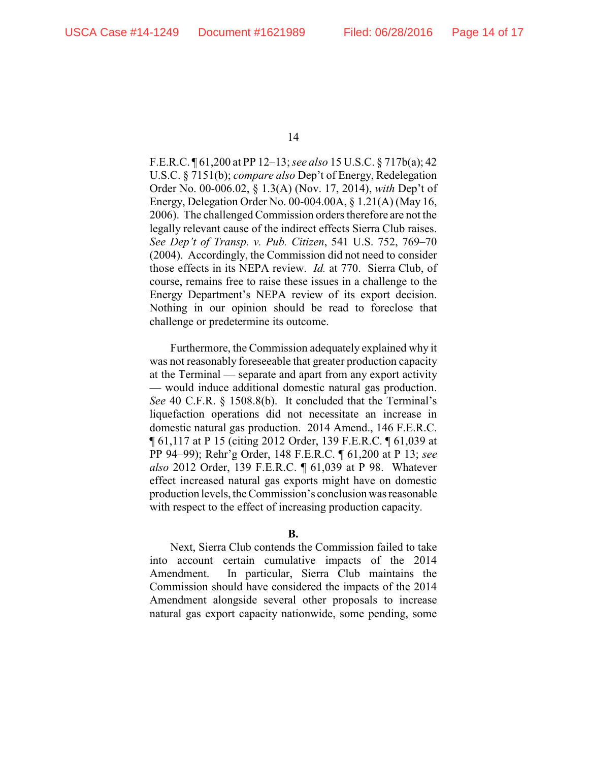F.E.R.C. ¶ 61,200 at PP 12–13; *see also* 15 U.S.C. § 717b(a); 42 U.S.C. § 7151(b); *compare also* Dep't of Energy, Redelegation Order No. 00-006.02, § 1.3(A) (Nov. 17, 2014), *with* Dep't of Energy, Delegation Order No. 00-004.00A, § 1.21(A) (May 16, 2006). The challenged Commission orders therefore are not the legally relevant cause of the indirect effects Sierra Club raises. *See Dep't of Transp. v. Pub. Citizen*, 541 U.S. 752, 769–70 (2004). Accordingly, the Commission did not need to consider those effects in its NEPA review. *Id.* at 770. Sierra Club, of course, remains free to raise these issues in a challenge to the Energy Department's NEPA review of its export decision. Nothing in our opinion should be read to foreclose that challenge or predetermine its outcome.

Furthermore, the Commission adequately explained why it was not reasonably foreseeable that greater production capacity at the Terminal — separate and apart from any export activity — would induce additional domestic natural gas production. *See* 40 C.F.R. § 1508.8(b). It concluded that the Terminal's liquefaction operations did not necessitate an increase in domestic natural gas production. 2014 Amend., 146 F.E.R.C. ¶ 61,117 at P 15 (citing 2012 Order, 139 F.E.R.C. ¶ 61,039 at PP 94–99); Rehr'g Order, 148 F.E.R.C. ¶ 61,200 at P 13; *see also* 2012 Order, 139 F.E.R.C. ¶ 61,039 at P 98. Whatever effect increased natural gas exports might have on domestic production levels, the Commission's conclusion was reasonable with respect to the effect of increasing production capacity.

**B.**

Next, Sierra Club contends the Commission failed to take into account certain cumulative impacts of the 2014 Amendment. In particular, Sierra Club maintains the Commission should have considered the impacts of the 2014 Amendment alongside several other proposals to increase natural gas export capacity nationwide, some pending, some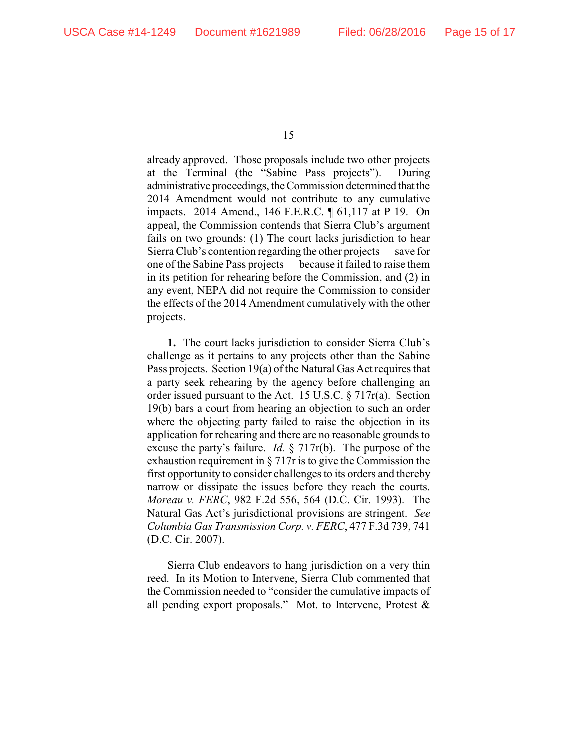already approved. Those proposals include two other projects at the Terminal (the "Sabine Pass projects"). During administrative proceedings, the Commission determined that the 2014 Amendment would not contribute to any cumulative impacts. 2014 Amend., 146 F.E.R.C. ¶ 61,117 at P 19. On appeal, the Commission contends that Sierra Club's argument fails on two grounds: (1) The court lacks jurisdiction to hear Sierra Club's contention regarding the other projects — save for one of the Sabine Pass projects — because it failed to raise them in its petition for rehearing before the Commission, and (2) in any event, NEPA did not require the Commission to consider the effects of the 2014 Amendment cumulatively with the other projects.

**1.** The court lacks jurisdiction to consider Sierra Club's challenge as it pertains to any projects other than the Sabine Pass projects. Section 19(a) of the Natural Gas Act requires that a party seek rehearing by the agency before challenging an order issued pursuant to the Act. 15 U.S.C. § 717r(a). Section 19(b) bars a court from hearing an objection to such an order where the objecting party failed to raise the objection in its application for rehearing and there are no reasonable grounds to excuse the party's failure. *Id.* § 717r(b). The purpose of the exhaustion requirement in § 717r is to give the Commission the first opportunity to consider challenges to its orders and thereby narrow or dissipate the issues before they reach the courts. *Moreau v. FERC*, 982 F.2d 556, 564 (D.C. Cir. 1993). The Natural Gas Act's jurisdictional provisions are stringent. *See Columbia Gas Transmission Corp. v. FERC*, 477 F.3d 739, 741 (D.C. Cir. 2007).

Sierra Club endeavors to hang jurisdiction on a very thin reed. In its Motion to Intervene, Sierra Club commented that the Commission needed to "consider the cumulative impacts of all pending export proposals." Mot. to Intervene, Protest &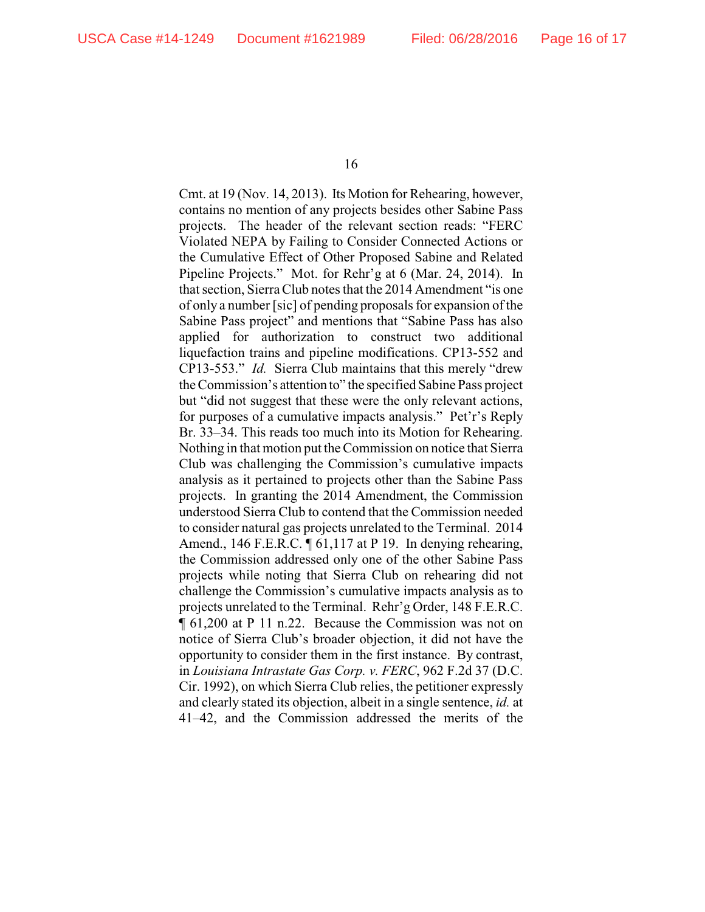Cmt. at 19 (Nov. 14, 2013). Its Motion for Rehearing, however, contains no mention of any projects besides other Sabine Pass projects. The header of the relevant section reads: "FERC Violated NEPA by Failing to Consider Connected Actions or the Cumulative Effect of Other Proposed Sabine and Related Pipeline Projects." Mot. for Rehr'g at 6 (Mar. 24, 2014). In that section, Sierra Club notes that the 2014 Amendment "is one of only a number [sic] of pending proposals for expansion of the Sabine Pass project" and mentions that "Sabine Pass has also applied for authorization to construct two additional liquefaction trains and pipeline modifications. CP13-552 and CP13-553." *Id.* Sierra Club maintains that this merely "drew the Commission's attention to" the specified Sabine Pass project but "did not suggest that these were the only relevant actions, for purposes of a cumulative impacts analysis." Pet'r's Reply Br. 33–34. This reads too much into its Motion for Rehearing. Nothing in that motion put the Commission on notice that Sierra Club was challenging the Commission's cumulative impacts analysis as it pertained to projects other than the Sabine Pass projects. In granting the 2014 Amendment, the Commission understood Sierra Club to contend that the Commission needed to consider natural gas projects unrelated to the Terminal. 2014 Amend., 146 F.E.R.C. ¶ 61,117 at P 19. In denying rehearing, the Commission addressed only one of the other Sabine Pass projects while noting that Sierra Club on rehearing did not challenge the Commission's cumulative impacts analysis as to projects unrelated to the Terminal. Rehr'g Order, 148 F.E.R.C. ¶ 61,200 at P 11 n.22. Because the Commission was not on notice of Sierra Club's broader objection, it did not have the opportunity to consider them in the first instance. By contrast, in *Louisiana Intrastate Gas Corp. v. FERC*, 962 F.2d 37 (D.C. Cir. 1992), on which Sierra Club relies, the petitioner expressly and clearly stated its objection, albeit in a single sentence, *id.* at 41–42, and the Commission addressed the merits of the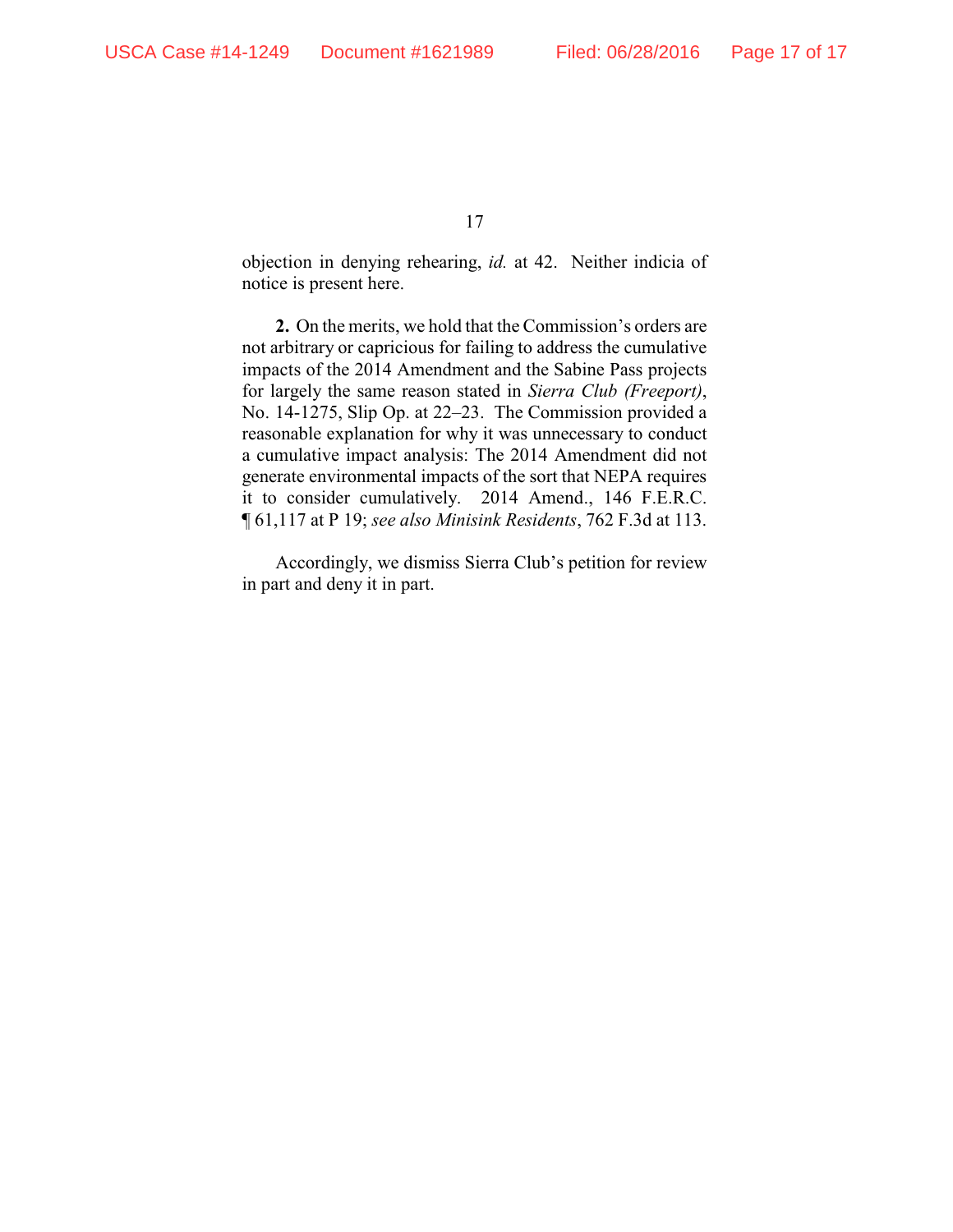objection in denying rehearing, *id.* at 42. Neither indicia of notice is present here.

**2.** On the merits, we hold that the Commission's orders are not arbitrary or capricious for failing to address the cumulative impacts of the 2014 Amendment and the Sabine Pass projects for largely the same reason stated in *Sierra Club (Freeport)*, No. 14-1275, Slip Op. at 22–23. The Commission provided a reasonable explanation for why it was unnecessary to conduct a cumulative impact analysis: The 2014 Amendment did not generate environmental impacts of the sort that NEPA requires it to consider cumulatively. 2014 Amend., 146 F.E.R.C. ¶ 61,117 at P 19; *see also Minisink Residents*, 762 F.3d at 113.

Accordingly, we dismiss Sierra Club's petition for review in part and deny it in part.